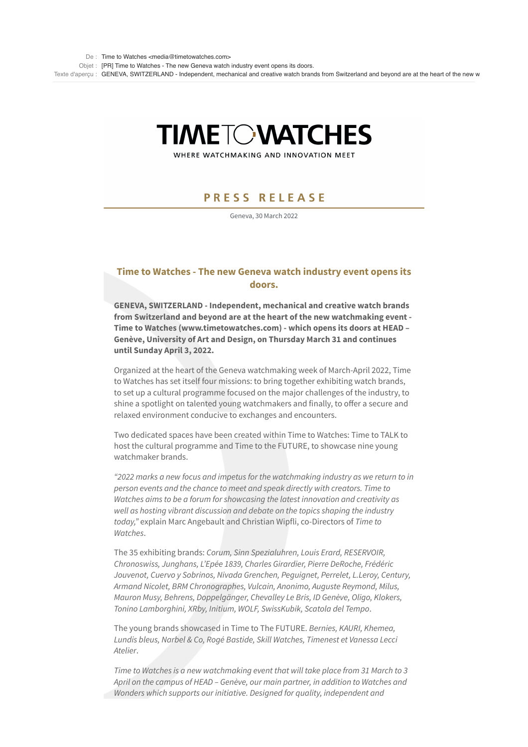De : Time to Watches <media@timetowatches.com>
Objet : [PR] Time to Watches - The new Geneva watch industry event opens its doors.
Texte d'aperçu : GENEVA, SWITZERLAND - Independent, mechanical and creative watch brands from Switzerland and beyond are at the heart of the new w

# TIME TO WATCHES

WHERE WATCHMAKING AND INNOVATION MEET

## PRESS RELEASE

Geneva, 30 March 2022

### Time to Watches - The new Geneva watch industry event opens its doors.

**GENEVA, SWITZERLAND - Independent, mechanical and creative watch brands from Switzerland and beyond are at the heart of the new watchmaking event - Time to Watches (www.timetowatches.com) - which opens its doors at HEAD – Genève, University of Art and Design, on Thursday March 31 and continues until Sunday April 3, 2022.**

Organized at the heart of the Geneva watchmaking week of March-April 2022, Time to Watches has set itself four missions: to bring together exhibiting watch brands, to set up a cultural programme focused on the major challenges of the industry, to shine a spotlight on talented young watchmakers and finally, to offer a secure and relaxed environment conducive to exchanges and encounters.

Two dedicated spaces have been created within Time to Watches: Time to TALK to host the cultural programme and Time to the FUTURE, to showcase nine young watchmaker brands.

*"2022 marks a new focus and impetus for the watchmaking industry as we return to in person events and the chance to meet and speak directly with creators. Time to Watches aims to be a forum for showcasing the latest innovation and creativity as well as hosting vibrant discussion and debate on the topics shaping the industry today,"* explain Marc Angebault and Christian Wipfli, co-Directors of *Time to Watches*.

The 35 exhibiting brands: *Corum, Sinn Spezialuhren, Louis Erard, RESERVOIR, Chronoswiss, Junghans, L'Epée 1839, Charles Girardier, Pierre DeRoche, Frédéric Jouvenot, Cuervo y Sobrinos, Nivada Grenchen, Peguignet, Perrelet, L.Leroy, Century, Armand Nicolet, BRM Chronographes, Vulcain, Anonimo, Auguste Reymond, Milus, Mauron Musy, Behrens, Doppelgänger, Chevalley Le Bris, ID Genève, Oligo, Klokers, Tonino Lamborghini, XRby, Initium, WOLF, SwissKubik, Scatola del Tempo*.

The young brands showcased in Time to The FUTURE. *Bernies, KAURI, Khemea, Lundis bleus, Narbel & Co, Rogé Bastide, Skill Watches, Timenest et Vanessa Lecci Atelier*.

*Time to Watches is a new watchmaking event that will take place from 31 March to 3 April on the campus of HEAD – Genève, our main partner, in addition to Watches and Wonders which supports our initiative. Designed for quality, independent and*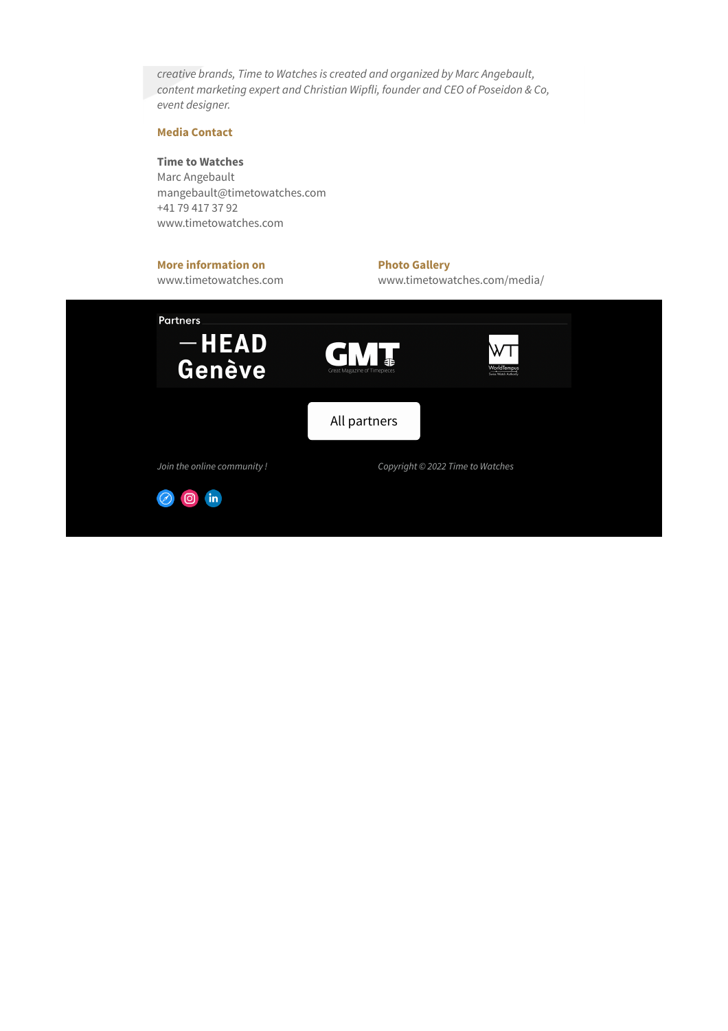*creative brands, Time to Watches is created and organized by Marc Angebault, content marketing expert and Christian Wipfli, founder and CEO of Poseidon & Co, event designer.*

**Media Contact**

**Time to Watches**
Marc Angebault
mangebault@timetowatches.com
+41 79 417 37 92
www.timetowatches.com

**More information on**
www.timetowatches.com

**Photo Gallery**
www.timetowatches.com/media/

Partners

— HEAD Genève

GMT Great Magazine of Timepieces

WorldTempus

All partners

*Join the online community !*

*Copyright © 2022 Time to Watches*